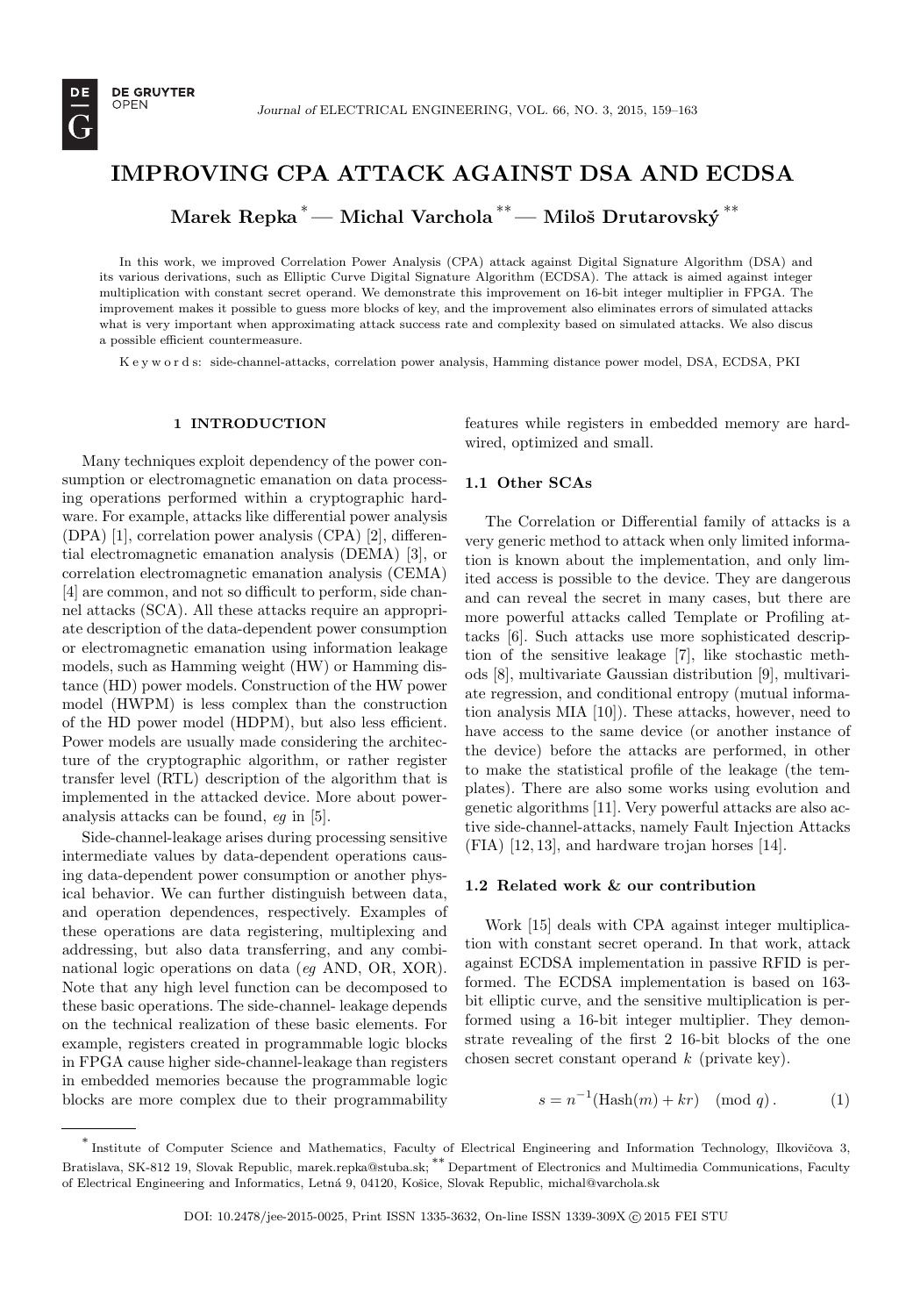# IMPROVING CPA ATTACK AGAINST DSA AND ECDSA

**Marek Repka** [*] — **Michal Varchola** [**] — **Miloš Drutarovský** [**]

In this work, we improved Correlation Power Analysis (CPA) attack against Digital Signature Algorithm (DSA) and its various derivations, such as Elliptic Curve Digital Signature Algorithm (ECDSA). The attack is aimed against integer multiplication with constant secret operand. We demonstrate this improvement on 16-bit integer multiplier in FPGA. The improvement makes it possible to guess more blocks of key, and the improvement also eliminates errors of simulated attacks what is very important when approximating attack success rate and complexity based on simulated attacks. We also discus a possible efficient countermeasure.

K e y w o r d s: side-channel-attacks, correlation power analysis, Hamming distance power model, DSA, ECDSA, PKI

## 1 INTRODUCTION

Many techniques exploit dependency of the power consumption or electromagnetic emanation on data processing operations performed within a cryptographic hardware. For example, attacks like differential power analysis (DPA) [1], correlation power analysis (CPA) [2], differential electromagnetic emanation analysis (DEMA) [3], or correlation electromagnetic emanation analysis (CEMA) [4] are common, and not so difficult to perform, side channel attacks (SCA). All these attacks require an appropriate description of the data-dependent power consumption or electromagnetic emanation using information leakage models, such as Hamming weight (HW) or Hamming distance (HD) power models. Construction of the HW power model (HWPM) is less complex than the construction of the HD power model (HDPM), but also less efficient. Power models are usually made considering the architecture of the cryptographic algorithm, or rather register transfer level (RTL) description of the algorithm that is implemented in the attacked device. More about power-analysis attacks can be found, *eg* in [5].

Side-channel-leakage arises during processing sensitive intermediate values by data-dependent operations causing data-dependent power consumption or another physical behavior. We can further distinguish between data, and operation dependences, respectively. Examples of these operations are data registering, multiplexing and addressing, but also data transferring, and any combinational logic operations on data (*eg* AND, OR, XOR). Note that any high level function can be decomposed to these basic operations. The side-channel- leakage depends on the technical realization of these basic elements. For example, registers created in programmable logic blocks in FPGA cause higher side-channel-leakage than registers in embedded memories because the programmable logic blocks are more complex due to their programmability features while registers in embedded memory are hardwired, optimized and small.

### 1.1 Other SCAs

The Correlation or Differential family of attacks is a very generic method to attack when only limited information is known about the implementation, and only limited access is possible to the device. They are dangerous and can reveal the secret in many cases, but there are more powerful attacks called Template or Profiling attacks [6]. Such attacks use more sophisticated description of the sensitive leakage [7], like stochastic methods [8], multivariate Gaussian distribution [9], multivariate regression, and conditional entropy (mutual information analysis MIA [10]). These attacks, however, need to have access to the same device (or another instance of the device) before the attacks are performed, in other to make the statistical profile of the leakage (the templates). There are also some works using evolution and genetic algorithms [11]. Very powerful attacks are also active side-channel-attacks, namely Fault Injection Attacks (FIA) [12, 13], and hardware trojan horses [14].

### 1.2 Related work & our contribution

Work [15] deals with CPA against integer multiplication with constant secret operand. In that work, attack against ECDSA implementation in passive RFID is performed. The ECDSA implementation is based on 163-bit elliptic curve, and the sensitive multiplication is performed using a 16-bit integer multiplier. They demonstrate revealing of the first 2 16-bit blocks of the one chosen secret constant operand $k$ (private key).

$$s = n^{-1}(\text{Hash}(m) + kr) \pmod{q}. \tag{1}$$

---

[*] Institute of Computer Science and Mathematics, Faculty of Electrical Engineering and Information Technology, Ilkovičova 3, Bratislava, SK-812 19, Slovak Republic, marek.repka@stuba.sk; [**] Department of Electronics and Multimedia Communications, Faculty of Electrical Engineering and Informatics, Letná 9, 04120, Košice, Slovak Republic, michal@varchola.sk

DOI: 10.2478/jee-2015-0025, Print ISSN 1335-3632, On-line ISSN 1339-309X © 2015 FEI STU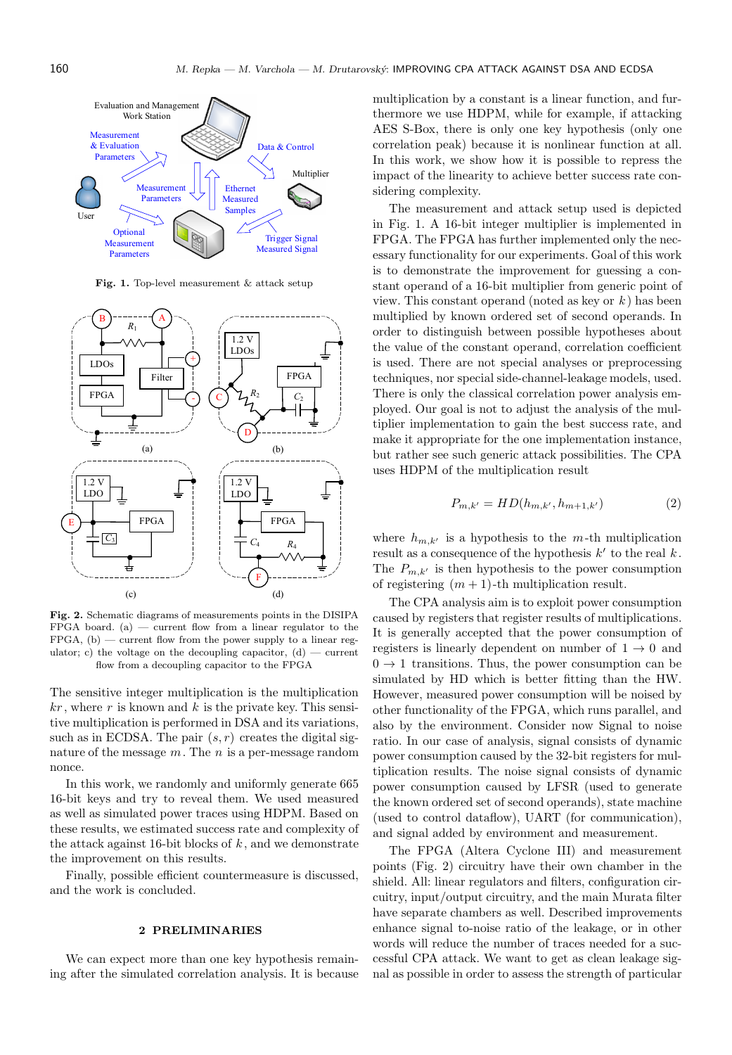Evaluation and Management Work Station

Measurement & Evaluation Parameters

Data & Control

Multiplier

User

Measurement Parameters

Ethernet Measured Samples

Optional Measurement Parameters

Trigger Signal Measured Signal

**Fig. 1.** Top-level measurement & attack setup

B A $R_1$ LDOs Filter + FPGA - (a)

1.2 V LDOs FPGA C $R_2$ $C_2$ D (b)

1.2 V LDO FPGA E $C_3$ (c)

1.2 V LDO FPGA $C_4$ $R_4$ F (d)

**Fig. 2.** Schematic diagrams of measurements points in the DISIPA FPGA board. (a) — current flow from a linear regulator to the FPGA, (b) — current flow from the power supply to a linear regulator; c) the voltage on the decoupling capacitor, (d) — current flow from a decoupling capacitor to the FPGA

The sensitive integer multiplication is the multiplication $kr$, where $r$ is known and $k$ is the private key. This sensitive multiplication is performed in DSA and its variations, such as in ECDSA. The pair $(s, r)$ creates the digital signature of the message $m$. The $n$ is a per-message random nonce.

In this work, we randomly and uniformly generate 665 16-bit keys and try to reveal them. We used measured as well as simulated power traces using HDPM. Based on these results, we estimated success rate and complexity of the attack against 16-bit blocks of $k$, and we demonstrate the improvement on this results.

Finally, possible efficient countermeasure is discussed, and the work is concluded.

## 2 PRELIMINARIES

We can expect more than one key hypothesis remaining after the simulated correlation analysis. It is because multiplication by a constant is a linear function, and furthermore we use HDPM, while for example, if attacking AES S-Box, there is only one key hypothesis (only one correlation peak) because it is nonlinear function at all. In this work, we show how it is possible to repress the impact of the linearity to achieve better success rate considering complexity.

The measurement and attack setup used is depicted in Fig. 1. A 16-bit integer multiplier is implemented in FPGA. The FPGA has further implemented only the necessary functionality for our experiments. Goal of this work is to demonstrate the improvement for guessing a constant operand of a 16-bit multiplier from generic point of view. This constant operand (noted as key or $k$) has been multiplied by known ordered set of second operands. In order to distinguish between possible hypotheses about the value of the constant operand, correlation coefficient is used. There are not special analyses or preprocessing techniques, nor special side-channel-leakage models, used. There is only the classical correlation power analysis employed. Our goal is not to adjust the analysis of the multiplier implementation to gain the best success rate, and make it appropriate for the one implementation instance, but rather see such generic attack possibilities. The CPA uses HDPM of the multiplication result

$$P_{m,k'} = HD(h_{m,k'}, h_{m+1,k'}) \tag{2}$$

where $h_{m,k'}$ is a hypothesis to the $m$-th multiplication result as a consequence of the hypothesis $k'$ to the real $k$. The $P_{m,k'}$ is then hypothesis to the power consumption of registering $(m+1)$-th multiplication result.

The CPA analysis aim is to exploit power consumption caused by registers that register results of multiplications. It is generally accepted that the power consumption of registers is linearly dependent on number of $1 \to 0$ and $0 \to 1$ transitions. Thus, the power consumption can be simulated by HD which is better fitting than the HW. However, measured power consumption will be noised by other functionality of the FPGA, which runs parallel, and also by the environment. Consider now Signal to noise ratio. In our case of analysis, signal consists of dynamic power consumption caused by the 32-bit registers for multiplication results. The noise signal consists of dynamic power consumption caused by LFSR (used to generate the known ordered set of second operands), state machine (used to control dataflow), UART (for communication), and signal added by environment and measurement.

The FPGA (Altera Cyclone III) and measurement points (Fig. 2) circuitry have their own chamber in the shield. All: linear regulators and filters, configuration circuitry, input/output circuitry, and the main Murata filter have separate chambers as well. Described improvements enhance signal to-noise ratio of the leakage, or in other words will reduce the number of traces needed for a successful CPA attack. We want to get as clean leakage signal as possible in order to assess the strength of particular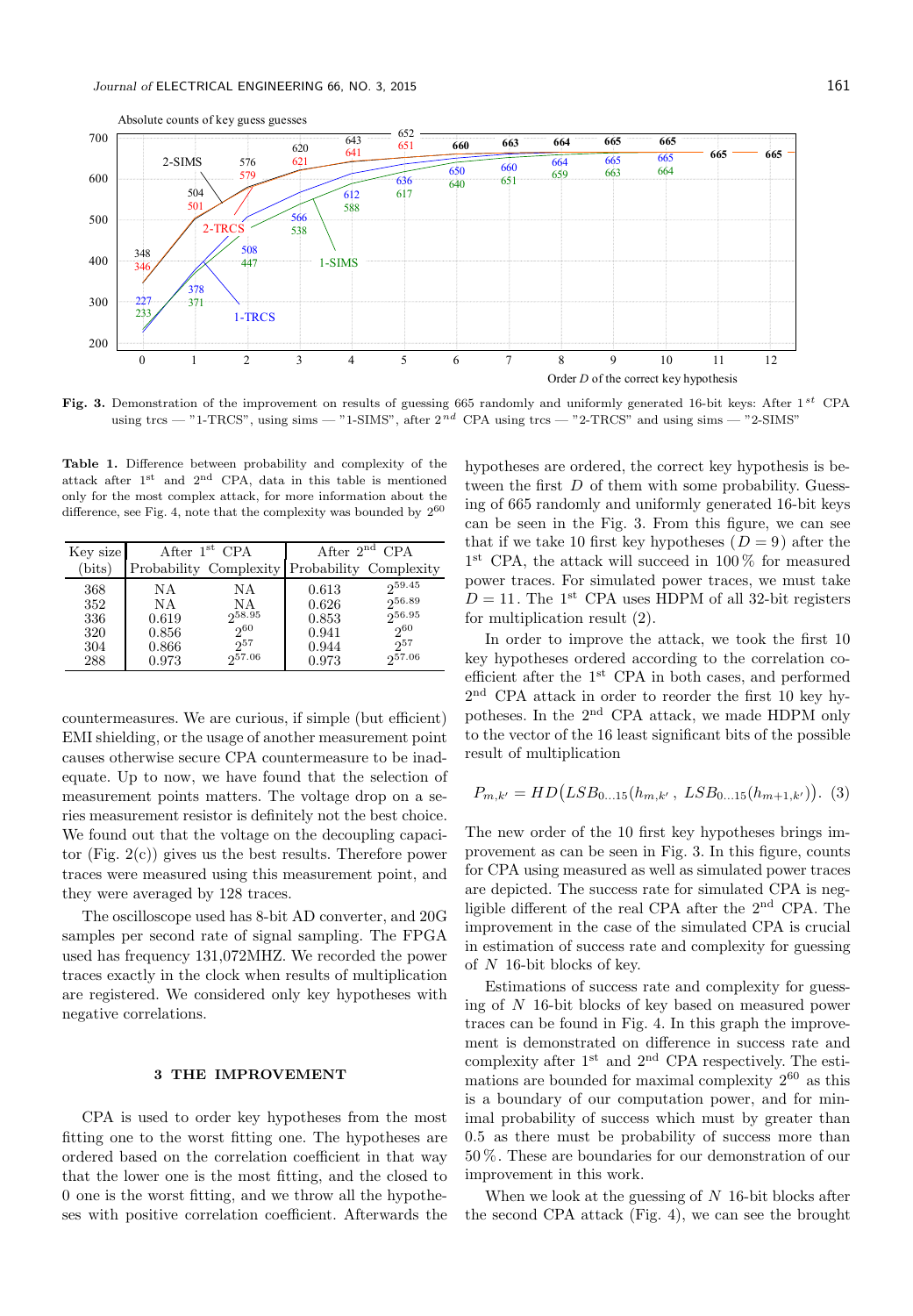**Fig. 3.** Demonstration of the improvement on results of guessing 665 randomly and uniformly generated 16-bit keys: After $1^{st}$ CPA using trcs — "1-TRCS", using sims — "1-SIMS", after $2^{nd}$ CPA using trcs — "2-TRCS" and using sims — "2-SIMS"

**Table 1.** Difference between probability and complexity of the attack after $1^{st}$ and $2^{nd}$ CPA, data in this table is mentioned only for the most complex attack, for more information about the difference, see Fig. 4, note that the complexity was bounded by $2^{60}$

| Key size (bits) | After $1^{st}$ CPA Probability | After $1^{st}$ CPA Complexity | After $2^{nd}$ CPA Probability | After $2^{nd}$ CPA Complexity |
|---|---|---|---|---|
| 368 | NA | NA | 0.613 | $2^{59.45}$ |
| 352 | NA | NA | 0.626 | $2^{56.89}$ |
| 336 | 0.619 | $2^{58.95}$ | 0.853 | $2^{56.95}$ |
| 320 | 0.856 | $2^{60}$ | 0.941 | $2^{60}$ |
| 304 | 0.866 | $2^{57}$ | 0.944 | $2^{57}$ |
| 288 | 0.973 | $2^{57.06}$ | 0.973 | $2^{57.06}$ |

countermeasures. We are curious, if simple (but efficient) EMI shielding, or the usage of another measurement point causes otherwise secure CPA countermeasure to be inadequate. Up to now, we have found that the selection of measurement points matters. The voltage drop on a series measurement resistor is definitely not the best choice. We found out that the voltage on the decoupling capacitor (Fig. 2(c)) gives us the best results. Therefore power traces were measured using this measurement point, and they were averaged by 128 traces.

The oscilloscope used has 8-bit AD converter, and 20G samples per second rate of signal sampling. The FPGA used has frequency 131,072MHZ. We recorded the power traces exactly in the clock when results of multiplication are registered. We considered only key hypotheses with negative correlations.

## 3 THE IMPROVEMENT

CPA is used to order key hypotheses from the most fitting one to the worst fitting one. The hypotheses are ordered based on the correlation coefficient in that way that the lower one is the most fitting, and the closed to 0 one is the worst fitting, and we throw all the hypotheses with positive correlation coefficient. Afterwards the hypotheses are ordered, the correct key hypothesis is between the first $D$ of them with some probability. Guessing of 665 randomly and uniformly generated 16-bit keys can be seen in the Fig. 3. From this figure, we can see that if we take 10 first key hypotheses ($D = 9$) after the $1^{st}$ CPA, the attack will succeed in 100 % for measured power traces. For simulated power traces, we must take $D = 11$. The $1^{st}$ CPA uses HDPM of all 32-bit registers for multiplication result (2).

In order to improve the attack, we took the first 10 key hypotheses ordered according to the correlation coefficient after the $1^{st}$ CPA in both cases, and performed $2^{nd}$ CPA attack in order to reorder the first 10 key hypotheses. In the $2^{nd}$ CPA attack, we made HDPM only to the vector of the 16 least significant bits of the possible result of multiplication

$$P_{m,k'} = HD\big(LSB_{0\ldots15}(h_{m,k'}\,,\ LSB_{0\ldots15}(h_{m+1,k'})\big). \quad (3)$$

The new order of the 10 first key hypotheses brings improvement as can be seen in Fig. 3. In this figure, counts for CPA using measured as well as simulated power traces are depicted. The success rate for simulated CPA is negligible different of the real CPA after the $2^{nd}$ CPA. The improvement in the case of the simulated CPA is crucial in estimation of success rate and complexity for guessing of $N$ 16-bit blocks of key.

Estimations of success rate and complexity for guessing of $N$ 16-bit blocks of key based on measured power traces can be found in Fig. 4. In this graph the improvement is demonstrated on difference in success rate and complexity after $1^{st}$ and $2^{nd}$ CPA respectively. The estimations are bounded for maximal complexity $2^{60}$ as this is a boundary of our computation power, and for minimal probability of success which must by greater than 0.5 as there must be probability of success more than 50 %. These are boundaries for our demonstration of our improvement in this work.

When we look at the guessing of $N$ 16-bit blocks after the second CPA attack (Fig. 4), we can see the brought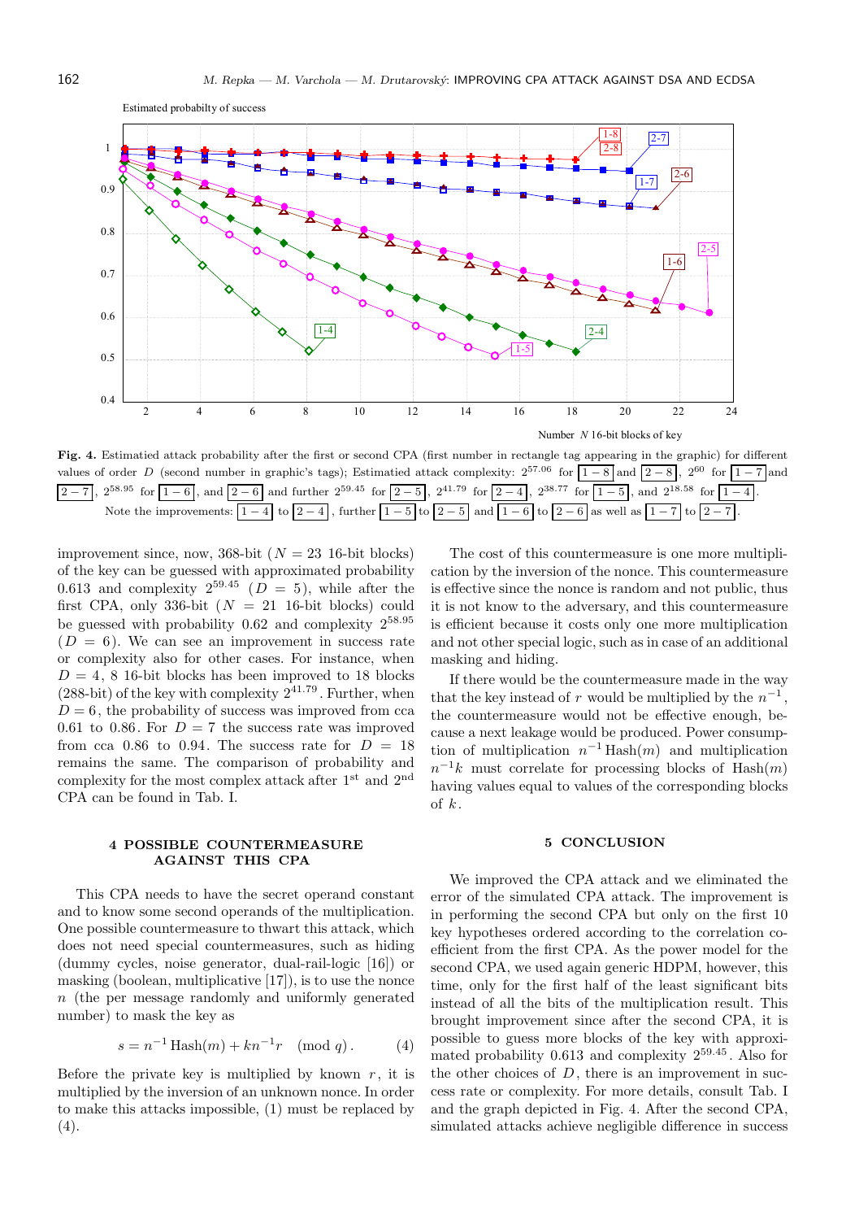Fig. 4. Estimatied attack probability after the first or second CPA (first number in rectangle tag appearing in the graphic) for different values of order $D$ (second number in graphic's tags); Estimatied attack complexity: $2^{57.06}$ for 1 − 8 and 2 − 8, $2^{60}$ for 1 − 7 and 2 − 7, $2^{58.95}$ for 1 − 6, and 2 − 6 and further $2^{59.45}$ for 2 − 5, $2^{41.79}$ for 2 − 4, $2^{38.77}$ for 1 − 5, and $2^{18.58}$ for 1 − 4. Note the improvements: 1 − 4 to 2 − 4, further 1 − 5 to 2 − 5 and 1 − 6 to 2 − 6 as well as 1 − 7 to 2 − 7.

improvement since, now, 368-bit ($N = 23$ 16-bit blocks) of the key can be guessed with approximated probability 0.613 and complexity $2^{59.45}$ ($D = 5$), while after the first CPA, only 336-bit ($N = 21$ 16-bit blocks) could be guessed with probability 0.62 and complexity $2^{58.95}$ ($D = 6$). We can see an improvement in success rate or complexity also for other cases. For instance, when $D = 4$, 8 16-bit blocks has been improved to 18 blocks (288-bit) of the key with complexity $2^{41.79}$. Further, when $D = 6$, the probability of success was improved from cca 0.61 to 0.86. For $D = 7$ the success rate was improved from cca 0.86 to 0.94. The success rate for $D = 18$ remains the same. The comparison of probability and complexity for the most complex attack after 1st and 2nd CPA can be found in Tab. I.

## 4 POSSIBLE COUNTERMEASURE AGAINST THIS CPA

This CPA needs to have the secret operand constant and to know some second operands of the multiplication. One possible countermeasure to thwart this attack, which does not need special countermeasures, such as hiding (dummy cycles, noise generator, dual-rail-logic [16]) or masking (boolean, multiplicative [17]), is to use the nonce $n$ (the per message randomly and uniformly generated number) to mask the key as

$$s = n^{-1}\,\mathrm{Hash}(m) + kn^{-1}r \pmod{q}\,. \tag{4}$$

Before the private key is multiplied by known $r$, it is multiplied by the inversion of an unknown nonce. In order to make this attacks impossible, (1) must be replaced by (4).

The cost of this countermeasure is one more multiplication by the inversion of the nonce. This countermeasure is effective since the nonce is random and not public, thus it is not know to the adversary, and this countermeasure is efficient because it costs only one more multiplication and not other special logic, such as in case of an additional masking and hiding.

If there would be the countermeasure made in the way that the key instead of $r$ would be multiplied by the $n^{-1}$, the countermeasure would not be effective enough, because a next leakage would be produced. Power consumption of multiplication $n^{-1}\,\mathrm{Hash}(m)$ and multiplication $n^{-1}k$ must correlate for processing blocks of $\mathrm{Hash}(m)$ having values equal to values of the corresponding blocks of $k$.

## 5 CONCLUSION

We improved the CPA attack and we eliminated the error of the simulated CPA attack. The improvement is in performing the second CPA but only on the first 10 key hypotheses ordered according to the correlation coefficient from the first CPA. As the power model for the second CPA, we used again generic HDPM, however, this time, only for the first half of the least significant bits instead of all the bits of the multiplication result. This brought improvement since after the second CPA, it is possible to guess more blocks of the key with approximated probability 0.613 and complexity $2^{59.45}$. Also for the other choices of $D$, there is an improvement in success rate or complexity. For more details, consult Tab. I and the graph depicted in Fig. 4. After the second CPA, simulated attacks achieve negligible difference in success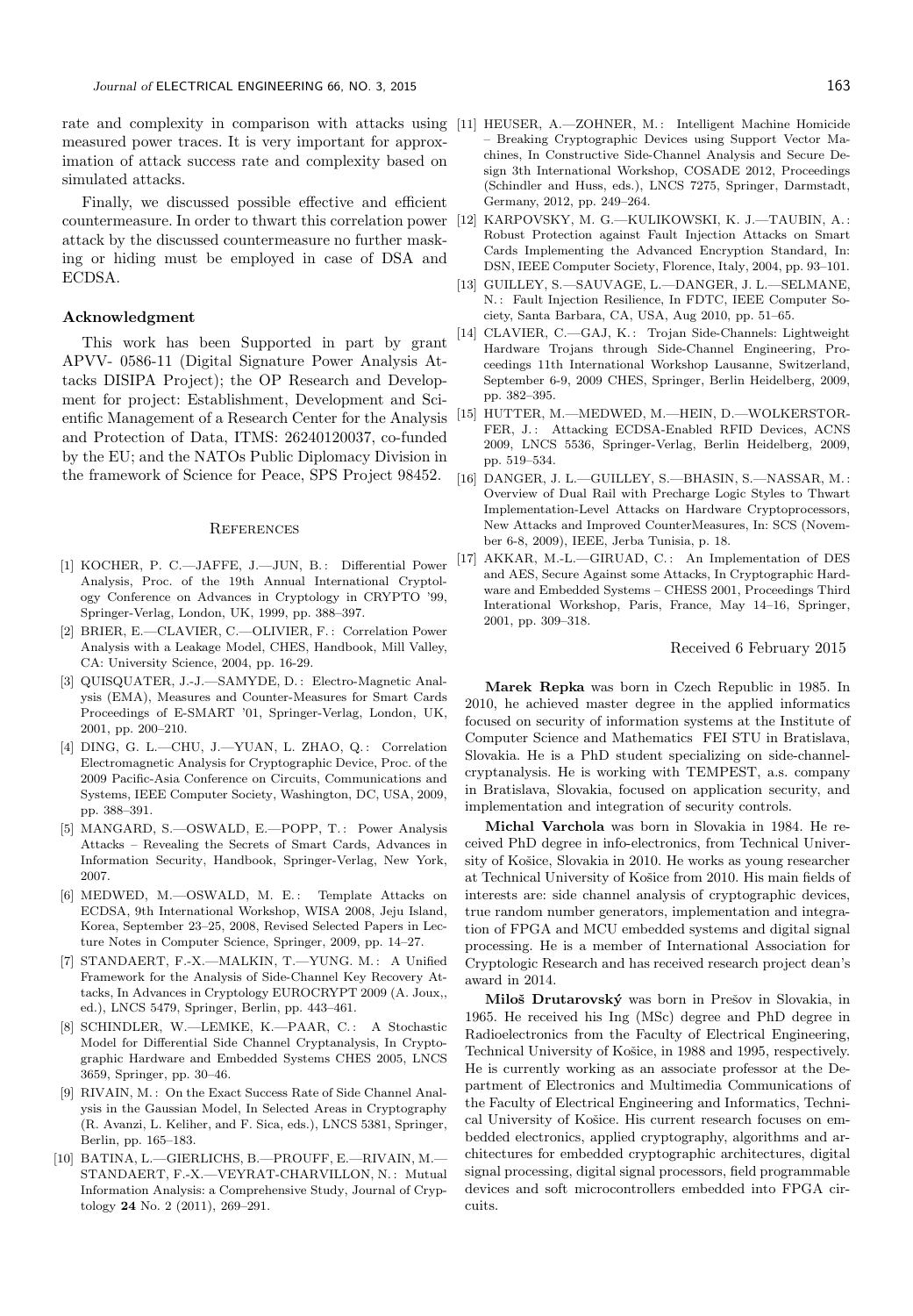rate and complexity in comparison with attacks using measured power traces. It is very important for approximation of attack success rate and complexity based on simulated attacks.

Finally, we discussed possible effective and efficient countermeasure. In order to thwart this correlation power attack by the discussed countermeasure no further masking or hiding must be employed in case of DSA and ECDSA.

### Acknowledgment

This work has been Supported in part by grant APVV- 0586-11 (Digital Signature Power Analysis Attacks DISIPA Project); the OP Research and Development for project: Establishment, Development and Scientific Management of a Research Center for the Analysis and Protection of Data, ITMS: 26240120037, co-funded by the EU; and the NATOs Public Diplomacy Division in the framework of Science for Peace, SPS Project 98452.

## References

[1] KOCHER, P. C.—JAFFE, J.—JUN, B.: Differential Power Analysis, Proc. of the 19th Annual International Cryptology Conference on Advances in Cryptology in CRYPTO '99, Springer-Verlag, London, UK, 1999, pp. 388–397.

[2] BRIER, E.—CLAVIER, C.—OLIVIER, F.: Correlation Power Analysis with a Leakage Model, CHES, Handbook, Mill Valley, CA: University Science, 2004, pp. 16-29.

[3] QUISQUATER, J.-J.—SAMYDE, D.: Electro-Magnetic Analysis (EMA), Measures and Counter-Measures for Smart Cards Proceedings of E-SMART '01, Springer-Verlag, London, UK, 2001, pp. 200–210.

[4] DING, G. L.—CHU, J.—YUAN, L. ZHAO, Q.: Correlation Electromagnetic Analysis for Cryptographic Device, Proc. of the 2009 Pacific-Asia Conference on Circuits, Communications and Systems, IEEE Computer Society, Washington, DC, USA, 2009, pp. 388–391.

[5] MANGARD, S.—OSWALD, E.—POPP, T.: Power Analysis Attacks – Revealing the Secrets of Smart Cards, Advances in Information Security, Handbook, Springer-Verlag, New York, 2007.

[6] MEDWED, M.—OSWALD, M. E.: Template Attacks on ECDSA, 9th International Workshop, WISA 2008, Jeju Island, Korea, September 23–25, 2008, Revised Selected Papers in Lecture Notes in Computer Science, Springer, 2009, pp. 14–27.

[7] STANDAERT, F.-X.—MALKIN, T.—YUNG. M.: A Unified Framework for the Analysis of Side-Channel Key Recovery Attacks, In Advances in Cryptology EUROCRYPT 2009 (A. Joux,, ed.), LNCS 5479, Springer, Berlin, pp. 443–461.

[8] SCHINDLER, W.—LEMKE, K.—PAAR, C.: A Stochastic Model for Differential Side Channel Cryptanalysis, In Cryptographic Hardware and Embedded Systems CHES 2005, LNCS 3659, Springer, pp. 30–46.

[9] RIVAIN, M.: On the Exact Success Rate of Side Channel Analysis in the Gaussian Model, In Selected Areas in Cryptography (R. Avanzi, L. Keliher, and F. Sica, eds.), LNCS 5381, Springer, Berlin, pp. 165–183.

[10] BATINA, L.—GIERLICHS, B.—PROUFF, E.—RIVAIN, M.—STANDAERT, F.-X.—VEYRAT-CHARVILLON, N.: Mutual Information Analysis: a Comprehensive Study, Journal of Cryptology **24** No. 2 (2011), 269–291.

[11] HEUSER, A.—ZOHNER, M.: Intelligent Machine Homicide – Breaking Cryptographic Devices using Support Vector Machines, In Constructive Side-Channel Analysis and Secure Design 3th International Workshop, COSADE 2012, Proceedings (Schindler and Huss, eds.), LNCS 7275, Springer, Darmstadt, Germany, 2012, pp. 249–264.

[12] KARPOVSKY, M. G.—KULIKOWSKI, K. J.—TAUBIN, A.: Robust Protection against Fault Injection Attacks on Smart Cards Implementing the Advanced Encryption Standard, In: DSN, IEEE Computer Society, Florence, Italy, 2004, pp. 93–101.

[13] GUILLEY, S.—SAUVAGE, L.—DANGER, J. L.—SELMANE, N.: Fault Injection Resilience, In FDTC, IEEE Computer Society, Santa Barbara, CA, USA, Aug 2010, pp. 51–65.

[14] CLAVIER, C.—GAJ, K.: Trojan Side-Channels: Lightweight Hardware Trojans through Side-Channel Engineering, Proceedings 11th International Workshop Lausanne, Switzerland, September 6-9, 2009 CHES, Springer, Berlin Heidelberg, 2009, pp. 382–395.

[15] HUTTER, M.—MEDWED, M.—HEIN, D.—WOLKERSTORFER, J.: Attacking ECDSA-Enabled RFID Devices, ACNS 2009, LNCS 5536, Springer-Verlag, Berlin Heidelberg, 2009, pp. 519–534.

[16] DANGER, J. L.—GUILLEY, S.—BHASIN, S.—NASSAR, M.: Overview of Dual Rail with Precharge Logic Styles to Thwart Implementation-Level Attacks on Hardware Cryptoprocessors, New Attacks and Improved CounterMeasures, In: SCS (November 6-8, 2009), IEEE, Jerba Tunisia, p. 18.

[17] AKKAR, M.-L.—GIRUAD, C.: An Implementation of DES and AES, Secure Against some Attacks, In Cryptographic Hardware and Embedded Systems – CHESS 2001, Proceedings Third Interational Workshop, Paris, France, May 14–16, Springer, 2001, pp. 309–318.

Received 6 February 2015

**Marek Repka** was born in Czech Republic in 1985. In 2010, he achieved master degree in the applied informatics focused on security of information systems at the Institute of Computer Science and Mathematics FEI STU in Bratislava, Slovakia. He is a PhD student specializing on side-channel-cryptanalysis. He is working with TEMPEST, a.s. company in Bratislava, Slovakia, focused on application security, and implementation and integration of security controls.

**Michal Varchola** was born in Slovakia in 1984. He received PhD degree in info-electronics, from Technical University of Košice, Slovakia in 2010. He works as young researcher at Technical University of Košice from 2010. His main fields of interests are: side channel analysis of cryptographic devices, true random number generators, implementation and integration of FPGA and MCU embedded systems and digital signal processing. He is a member of International Association for Cryptologic Research and has received research project dean's award in 2014.

**Miloš Drutarovský** was born in Prešov in Slovakia, in 1965. He received his Ing (MSc) degree and PhD degree in Radioelectronics from the Faculty of Electrical Engineering, Technical University of Košice, in 1988 and 1995, respectively. He is currently working as an associate professor at the Department of Electronics and Multimedia Communications of the Faculty of Electrical Engineering and Informatics, Technical University of Košice. His current research focuses on embedded electronics, applied cryptography, algorithms and architectures for embedded cryptographic architectures, digital signal processing, digital signal processors, field programmable devices and soft microcontrollers embedded into FPGA circuits.